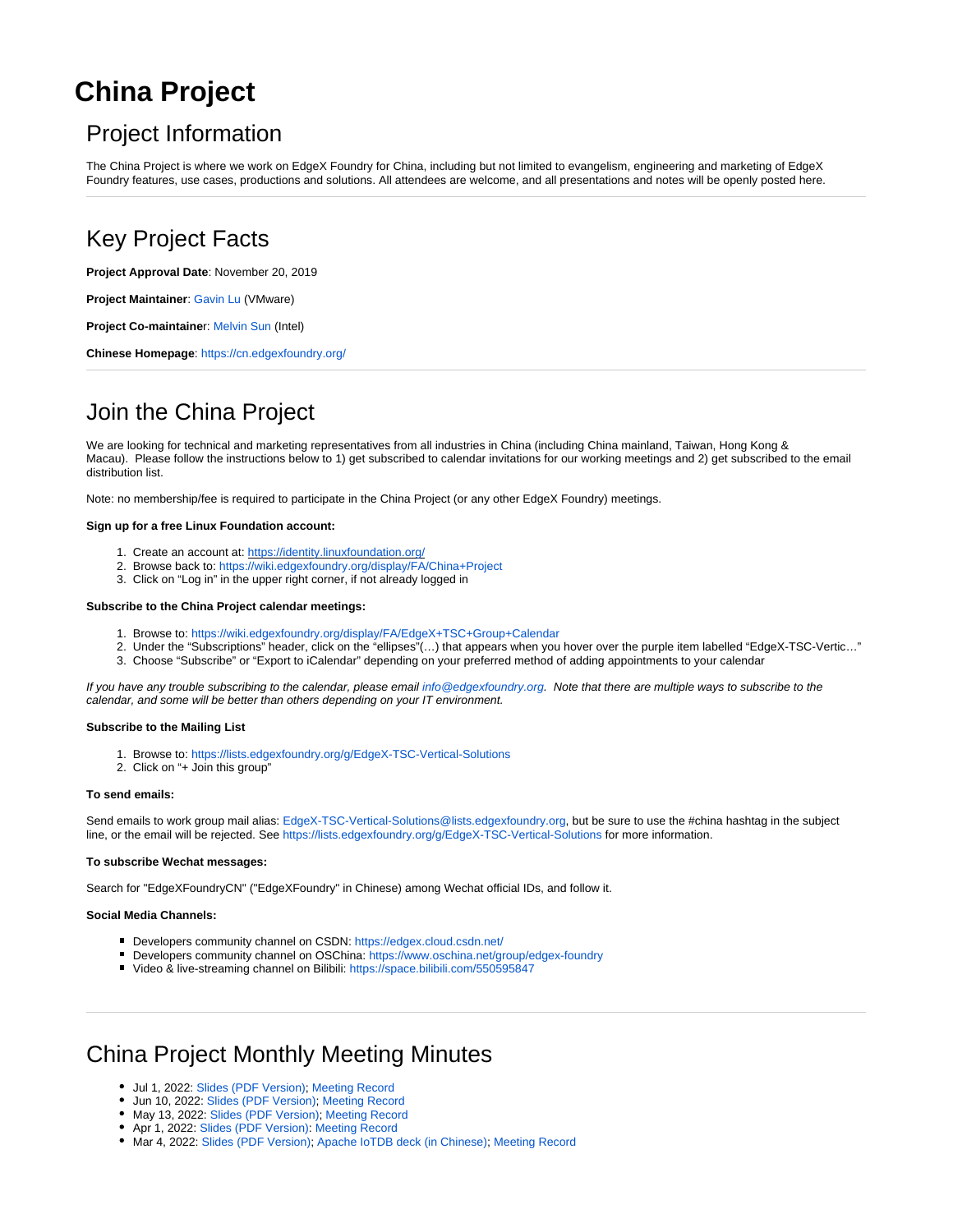# China Project

## Project Information

The China Project is where we work on EdgeX Foundry for China, including but not limited to evangelism, engineering and marketing of EdgeX Foundry features, use cases, productions and solutions. All attendees are welcome, and all presentations and notes will be openly posted here.

---

## Key Project Facts

**Project Approval Date**: November 20, 2019

**Project Maintainer**: Gavin Lu (VMware)

**Project Co-maintainer**: Melvin Sun (Intel)

**Chinese Homepage**: https://cn.edgexfoundry.org/

---

## Join the China Project

We are looking for technical and marketing representatives from all industries in China (including China mainland, Taiwan, Hong Kong & Macau).  Please follow the instructions below to 1) get subscribed to calendar invitations for our working meetings and 2) get subscribed to the email distribution list.

Note: no membership/fee is required to participate in the China Project (or any other EdgeX Foundry) meetings.

**Sign up for a free Linux Foundation account:**

1. Create an account at: https://identity.linuxfoundation.org/
2. Browse back to: https://wiki.edgexfoundry.org/display/FA/China+Project
3. Click on "Log in" in the upper right corner, if not already logged in

**Subscribe to the China Project calendar meetings:**

1. Browse to: https://wiki.edgexfoundry.org/display/FA/EdgeX+TSC+Group+Calendar
2. Under the "Subscriptions" header, click on the "ellipses"(…) that appears when you hover over the purple item labelled "EdgeX-TSC-Vertic…"
3. Choose "Subscribe" or "Export to iCalendar" depending on your preferred method of adding appointments to your calendar

*If you have any trouble subscribing to the calendar, please email info@edgexfoundry.org.  Note that there are multiple ways to subscribe to the calendar, and some will be better than others depending on your IT environment.*

**Subscribe to the Mailing List**

1. Browse to: https://lists.edgexfoundry.org/g/EdgeX-TSC-Vertical-Solutions
2. Click on "+ Join this group"

**To send emails:**

Send emails to work group mail alias: EdgeX-TSC-Vertical-Solutions@lists.edgexfoundry.org, but be sure to use the #china hashtag in the subject line, or the email will be rejected. See https://lists.edgexfoundry.org/g/EdgeX-TSC-Vertical-Solutions for more information.

**To subscribe Wechat messages:**

Search for "EdgeXFoundryCN" ("EdgeXFoundry" in Chinese) among Wechat official IDs, and follow it.

**Social Media Channels:**

- Developers community channel on CSDN: https://edgex.cloud.csdn.net/
- Developers community channel on OSChina: https://www.oschina.net/group/edgex-foundry
- Video & live-streaming channel on Bilibili: https://space.bilibili.com/550595847

---

## China Project Monthly Meeting Minutes

- Jul 1, 2022: Slides (PDF Version); Meeting Record
- Jun 10, 2022: Slides (PDF Version); Meeting Record
- May 13, 2022: Slides (PDF Version); Meeting Record
- Apr 1, 2022: Slides (PDF Version); Meeting Record
- Mar 4, 2022: Slides (PDF Version); Apache IoTDB deck (in Chinese); Meeting Record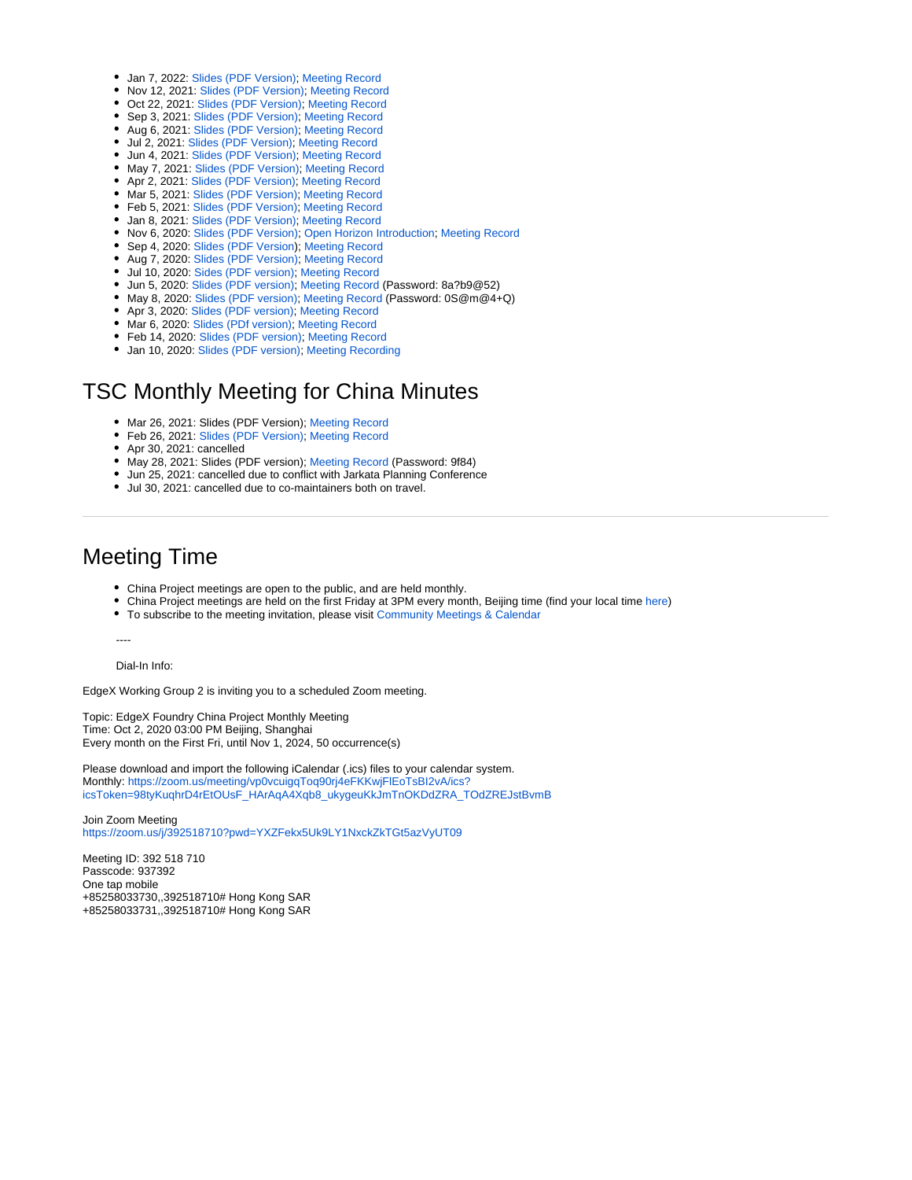- Jan 7, 2022: Slides (PDF Version); Meeting Record
- Nov 12, 2021: Slides (PDF Version); Meeting Record
- Oct 22, 2021: Slides (PDF Version); Meeting Record
- Sep 3, 2021: Slides (PDF Version); Meeting Record
- Aug 6, 2021: Slides (PDF Version); Meeting Record
- Jul 2, 2021: Slides (PDF Version); Meeting Record
- Jun 4, 2021: Slides (PDF Version); Meeting Record
- May 7, 2021: Slides (PDF Version); Meeting Record
- Apr 2, 2021: Slides (PDF Version); Meeting Record
- Mar 5, 2021: Slides (PDF Version); Meeting Record
- Feb 5, 2021: Slides (PDF Version); Meeting Record
- Jan 8, 2021: Slides (PDF Version); Meeting Record
- Nov 6, 2020: Slides (PDF Version); Open Horizon Introduction; Meeting Record
- Sep 4, 2020: Slides (PDF Version); Meeting Record
- Aug 7, 2020: Slides (PDF Version); Meeting Record
- Jul 10, 2020: Sides (PDF version); Meeting Record
- Jun 5, 2020: Slides (PDF version); Meeting Record (Password: 8a?b9@52)
- May 8, 2020: Slides (PDF version); Meeting Record (Password: 0S@m@4+Q)
- Apr 3, 2020: Slides (PDF version); Meeting Record
- Mar 6, 2020: Slides (PDf version); Meeting Record
- Feb 14, 2020: Slides (PDF version); Meeting Record
- Jan 10, 2020: Slides (PDF version); Meeting Recording

## TSC Monthly Meeting for China Minutes

- Mar 26, 2021: Slides (PDF Version); Meeting Record
- Feb 26, 2021: Slides (PDF Version); Meeting Record
- Apr 30, 2021: cancelled
- May 28, 2021: Slides (PDF version); Meeting Record (Password: 9f84)
- Jun 25, 2021: cancelled due to conflict with Jarkata Planning Conference
- Jul 30, 2021: cancelled due to co-maintainers both on travel.

---

## Meeting Time

- China Project meetings are open to the public, and are held monthly.
- China Project meetings are held on the first Friday at 3PM every month, Beijing time (find your local time here)
- To subscribe to the meeting invitation, please visit Community Meetings & Calendar

----

Dial-In Info:

EdgeX Working Group 2 is inviting you to a scheduled Zoom meeting.

Topic: EdgeX Foundry China Project Monthly Meeting
Time: Oct 2, 2020 03:00 PM Beijing, Shanghai
Every month on the First Fri, until Nov 1, 2024, 50 occurrence(s)

Please download and import the following iCalendar (.ics) files to your calendar system.
Monthly: https://zoom.us/meeting/vp0vcuigqToq90rj4eFKKwjFlEoTsBI2vA/ics?icsToken=98tyKuqhrD4rEtOUsF_HArAqA4Xqb8_ukygeuKkJmTnOKDdZRA_TOdZREJstBvmB

Join Zoom Meeting
https://zoom.us/j/392518710?pwd=YXZFekx5Uk9LY1NxckZkTGt5azVyUT09

Meeting ID: 392 518 710
Passcode: 937392
One tap mobile
+85258033730,,392518710# Hong Kong SAR
+85258033731,,392518710# Hong Kong SAR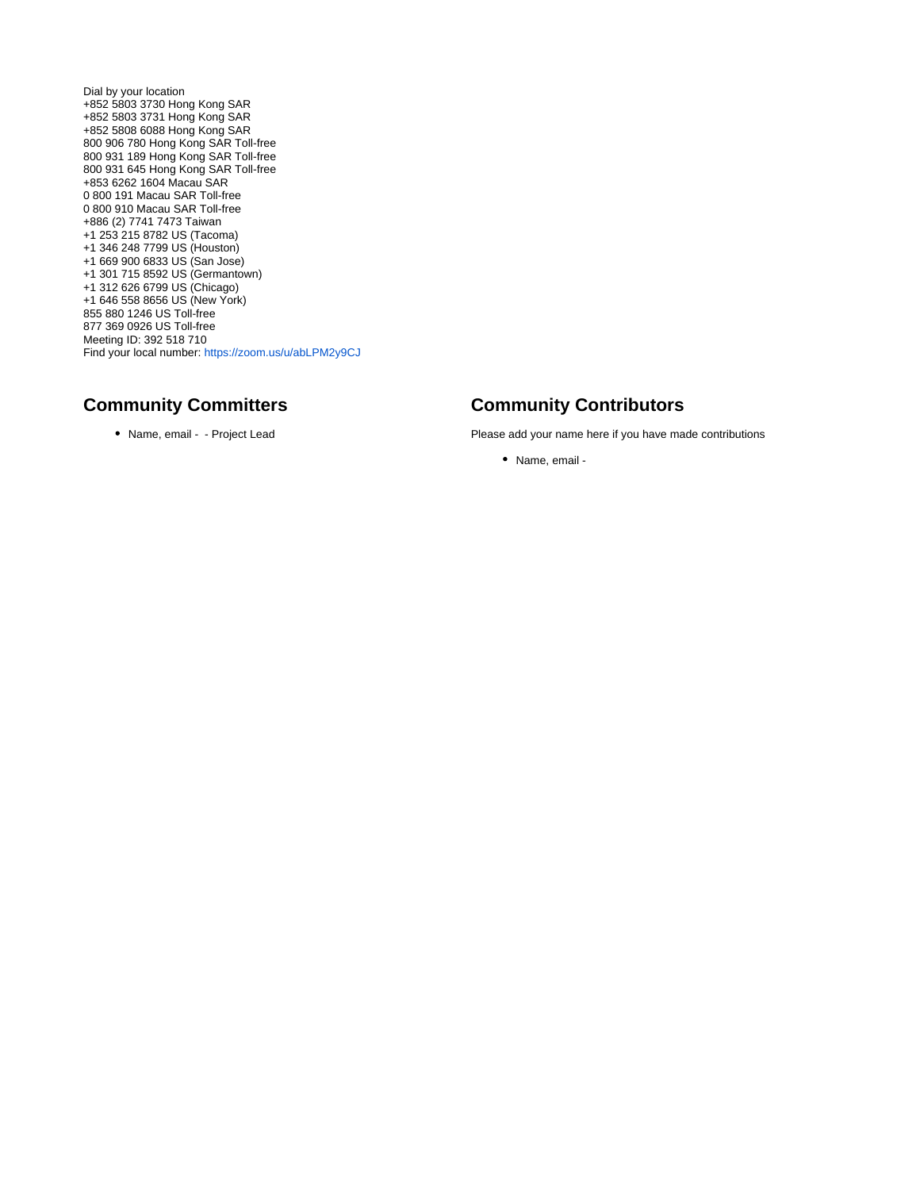Dial by your location
+852 5803 3730 Hong Kong SAR
+852 5803 3731 Hong Kong SAR
+852 5808 6088 Hong Kong SAR
800 906 780 Hong Kong SAR Toll-free
800 931 189 Hong Kong SAR Toll-free
800 931 645 Hong Kong SAR Toll-free
+853 6262 1604 Macau SAR
0 800 191 Macau SAR Toll-free
0 800 910 Macau SAR Toll-free
+886 (2) 7741 7473 Taiwan
+1 253 215 8782 US (Tacoma)
+1 346 248 7799 US (Houston)
+1 669 900 6833 US (San Jose)
+1 301 715 8592 US (Germantown)
+1 312 626 6799 US (Chicago)
+1 646 558 8656 US (New York)
855 880 1246 US Toll-free
877 369 0926 US Toll-free
Meeting ID: 392 518 710
Find your local number: https://zoom.us/u/abLPM2y9CJ

## Community Committers

- Name, email - - Project Lead

## Community Contributors

Please add your name here if you have made contributions

- Name, email -